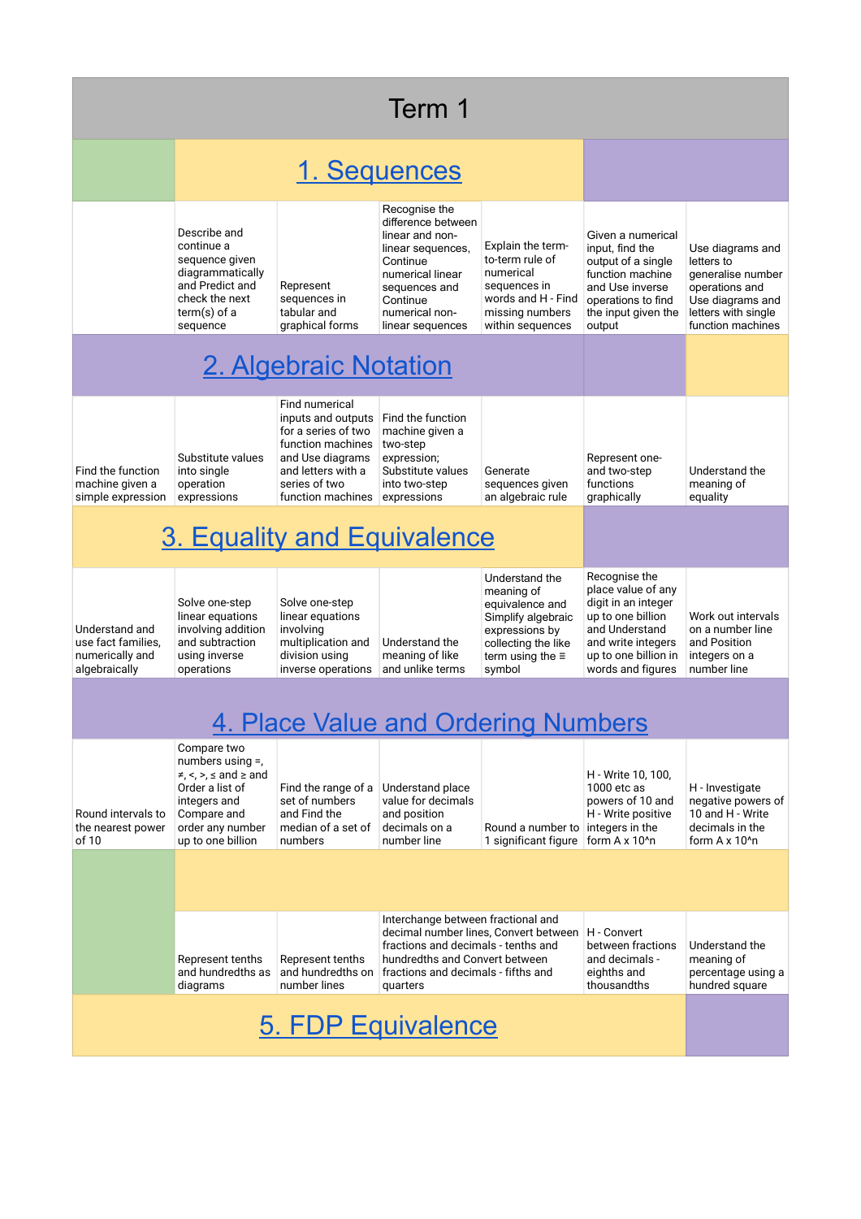# Term 1

## 1. Sequences

| | | | | | | |
|---|---|---|---|---|---|---|
| | Describe and continue a sequence given diagrammatically and Predict and check the next term(s) of a sequence | Represent sequences in tabular and graphical forms | Recognise the difference between linear and non-linear sequences, Continue numerical linear sequences and Continue numerical non-linear sequences | Explain the term-to-term rule of numerical sequences in words and H - Find missing numbers within sequences | Given a numerical input, find the output of a single function machine and Use inverse operations to find the input given the output | Use diagrams and letters to generalise number operations and Use diagrams and letters with single function machines |

## 2. Algebraic Notation

| | | | | | | |
|---|---|---|---|---|---|---|
| Find the function machine given a simple expression | Substitute values into single operation expressions | Find numerical inputs and outputs for a series of two function machines and Use diagrams and letters with a series of two function machines | Find the function machine given a two-step expression; Substitute values into two-step expressions | Generate sequences given an algebraic rule | Represent one- and two-step functions graphically | Understand the meaning of equality |

## 3. Equality and Equivalence

| | | | | | | |
|---|---|---|---|---|---|---|
| Understand and use fact families, numerically and algebraically | Solve one-step linear equations involving addition and subtraction using inverse operations | Solve one-step linear equations involving multiplication and division using inverse operations | Understand the meaning of like and unlike terms | Understand the meaning of equivalence and Simplify algebraic expressions by collecting the like term using the ≡ symbol | Recognise the place value of any digit in an integer up to one billion and Understand and write integers up to one billion in words and figures | Work out intervals on a number line and Position integers on a number line |

## 4. Place Value and Ordering Numbers

| | | | | | | |
|---|---|---|---|---|---|---|
| Round intervals to the nearest power of 10 | Compare two numbers using =, ≠, <, >, ≤ and ≥ and Order a list of integers and Compare and order any number up to one billion | Find the range of a set of numbers and Find the median of a set of numbers | Understand place value for decimals and position decimals on a number line | Round a number to 1 significant figure | H - Write 10, 100, 1000 etc as powers of 10 and H - Write positive integers in the form A x 10^n | H - Investigate negative powers of 10 and H - Write decimals in the form A x 10^n |
| | Represent tenths and hundredths as diagrams | Represent tenths and hundredths on number lines | Interchange between fractional and decimal number lines, Convert between fractions and decimals - tenths and hundredths and Convert between fractions and decimals - fifths and quarters | | H - Convert between fractions and decimals - eighths and thousandths | Understand the meaning of percentage using a hundred square |

## 5. FDP Equivalence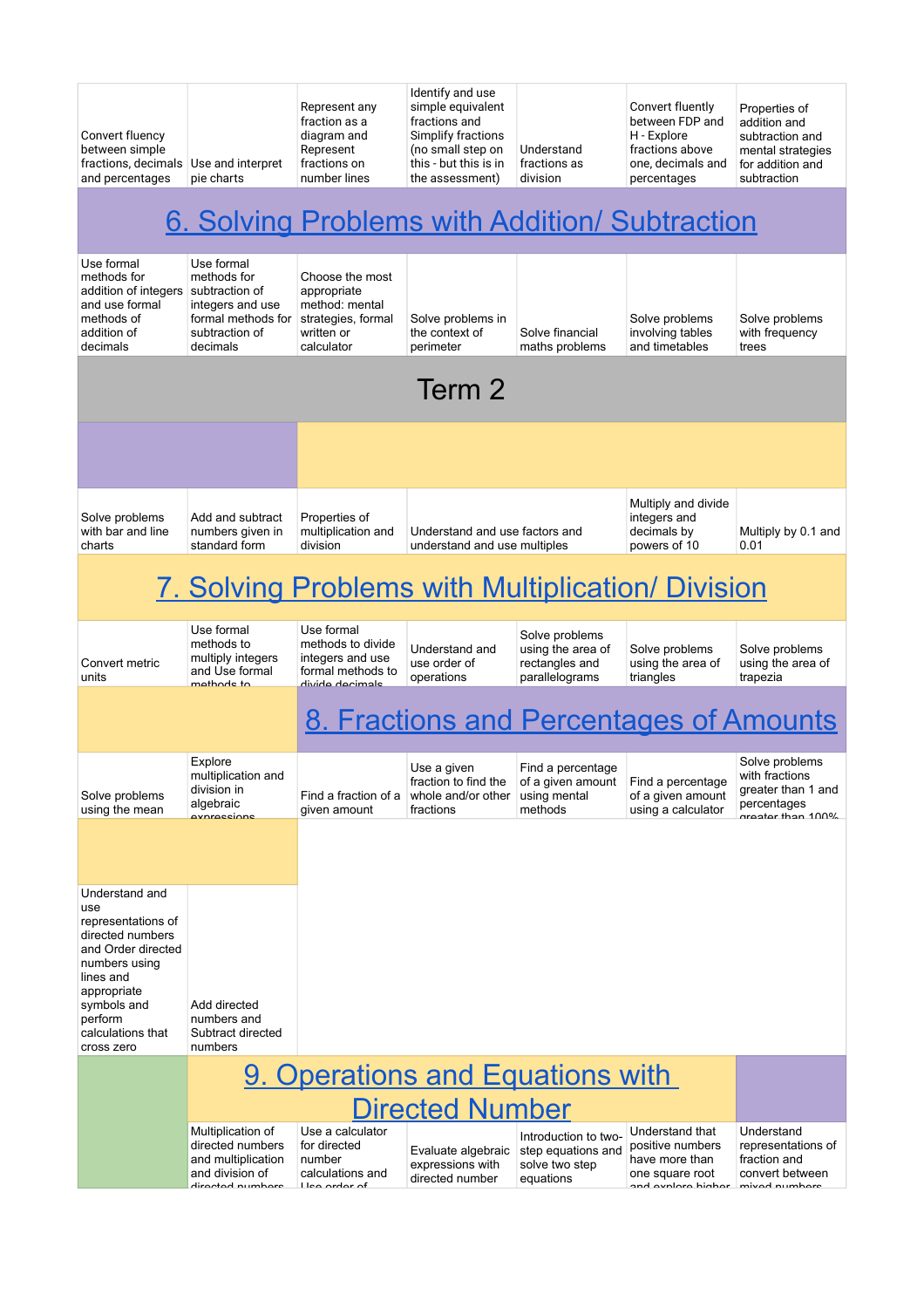| | | | | | | |
|---|---|---|---|---|---|---|
| Convert fluency between simple fractions, decimals and percentages | Use and interpret pie charts | Represent any fraction as a diagram and Represent fractions on number lines | Identify and use simple equivalent fractions and Simplify fractions (no small step on this - but this is in the assessment) | Understand fractions as division | Convert fluently between FDP and H - Explore fractions above one, decimals and percentages | Properties of addition and subtraction and mental strategies for addition and subtraction |

## 6. Solving Problems with Addition/ Subtraction

| | | | | | | |
|---|---|---|---|---|---|---|
| Use formal methods for addition of integers and use formal methods of addition of decimals | Use formal methods for subtraction of integers and use formal methods for subtraction of decimals | Choose the most appropriate method: mental strategies, formal written or calculator | Solve problems in the context of perimeter | Solve financial maths problems | Solve problems involving tables and timetables | Solve problems with frequency trees |

# Term 2

| | | | | | | |
|---|---|---|---|---|---|---|
| Solve problems with bar and line charts | Add and subtract numbers given in standard form | Properties of multiplication and division | Understand and use factors and understand and use multiples | | Multiply and divide integers and decimals by powers of 10 | Multiply by 0.1 and 0.01 |

## 7. Solving Problems with Multiplication/ Division

| | | | | | | |
|---|---|---|---|---|---|---|
| Convert metric units | Use formal methods to multiply integers and Use formal methods to | Use formal methods to divide integers and use formal methods to divide decimals | Understand and use order of operations | Solve problems using the area of rectangles and parallelograms | Solve problems using the area of triangles | Solve problems using the area of trapezia |

## 8. Fractions and Percentages of Amounts

| | | | | | | |
|---|---|---|---|---|---|---|
| Solve problems using the mean | Explore multiplication and division in algebraic expressions | Find a fraction of a given amount | Use a given fraction to find the whole and/or other fractions | Find a percentage of a given amount using mental methods | Find a percentage of a given amount using a calculator | Solve problems with fractions greater than 1 and percentages greater than 100% |
| Understand and use representations of directed numbers and Order directed numbers using lines and appropriate symbols and perform calculations that cross zero | Add directed numbers and Subtract directed numbers | | | | | |

## 9. Operations and Equations with Directed Number

| | | | | | | |
|---|---|---|---|---|---|---|
| | Multiplication of directed numbers and multiplication and division of directed numbers | Use a calculator for directed number calculations and Use order of | Evaluate algebraic expressions with directed number | Introduction to two-step equations and solve two step equations | Understand that positive numbers have more than one square root and explore higher | Understand representations of fraction and convert between mixed numbers |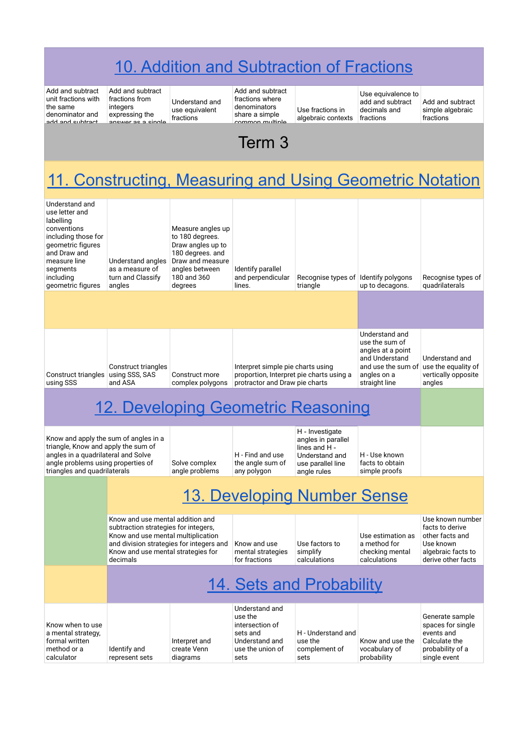## 10. Addition and Subtraction of Fractions

| | | | | | | |
|---|---|---|---|---|---|---|
| Add and subtract unit fractions with the same denominator and add and subtract | Add and subtract fractions from integers expressing the answer as a single | Understand and use equivalent fractions | Add and subtract fractions where denominators share a simple common multiple | Use fractions in algebraic contexts | Use equivalence to add and subtract decimals and fractions | Add and subtract simple algebraic fractions |

# Term 3

## 11. Constructing, Measuring and Using Geometric Notation

| | | | | | | |
|---|---|---|---|---|---|---|
| Understand and use letter and labelling conventions including those for geometric figures and Draw and measure line segments including geometric figures | Understand angles as a measure of turn and Classify angles | Measure angles up to 180 degrees. Draw angles up to 180 degrees. and Draw and measure angles between 180 and 360 degrees | Identify parallel and perpendicular lines. | Recognise types of triangle | Identify polygons up to decagons. | Recognise types of quadrilaterals |
| Construct triangles using SSS | Construct triangles using SSS, SAS and ASA | Construct more complex polygons | Interpret simple pie charts using proportion, Interpret pie charts using a protractor and Draw pie charts | | Understand and use the sum of angles at a point and Understand and use the sum of angles on a straight line | Understand and use the equality of vertically opposite angles |

## 12. Developing Geometric Reasoning

| | | | | | |
|---|---|---|---|---|---|
| Know and apply the sum of angles in a triangle, Know and apply the sum of angles in a quadrilateral and Solve angle problems using properties of triangles and quadrilaterals | Solve complex angle problems | H - Find and use the angle sum of any polygon | H - Investigate angles in parallel lines and H - Understand and use parallel line angle rules | H - Use known facts to obtain simple proofs | |

## 13. Developing Number Sense

| | | | | |
|---|---|---|---|---|
| Know and use mental addition and subtraction strategies for integers, Know and use mental multiplication and division strategies for integers and Know and use mental strategies for decimals | Know and use mental strategies for fractions | Use factors to simplify calculations | Use estimation as a method for checking mental calculations | Use known number facts to derive other facts and Use known algebraic facts to derive other facts |

## 14. Sets and Probability

| | | | | | | |
|---|---|---|---|---|---|---|
| Know when to use a mental strategy, formal written method or a calculator | Identify and represent sets | Interpret and create Venn diagrams | Understand and use the intersection of sets and Understand and use the union of sets | H - Understand and use the complement of sets | Know and use the vocabulary of probability | Generate sample spaces for single events and Calculate the probability of a single event |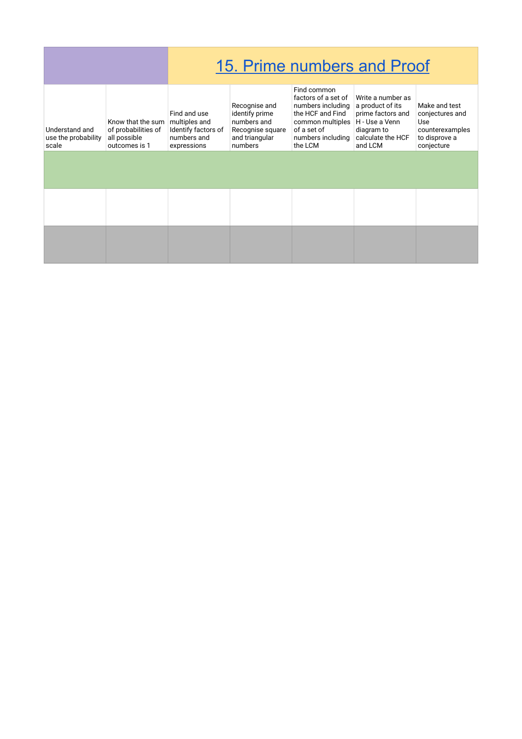| | | 15. Prime numbers and Proof | | | | |
|---|---|---|---|---|---|---|
| Understand and use the probability scale | Know that the sum of probabilities of all possible outcomes is 1 | Find and use multiples and Identify factors of numbers and expressions | Recognise and identify prime numbers and Recognise square and triangular numbers | Find common factors of a set of numbers including the HCF and Find common multiples of a set of numbers including the LCM | Write a number as a product of its prime factors and H - Use a Venn diagram to calculate the HCF and LCM | Make and test conjectures and Use counterexamples to disprove a conjecture |
| | | | | | | |
| | | | | | | |
| | | | | | | |